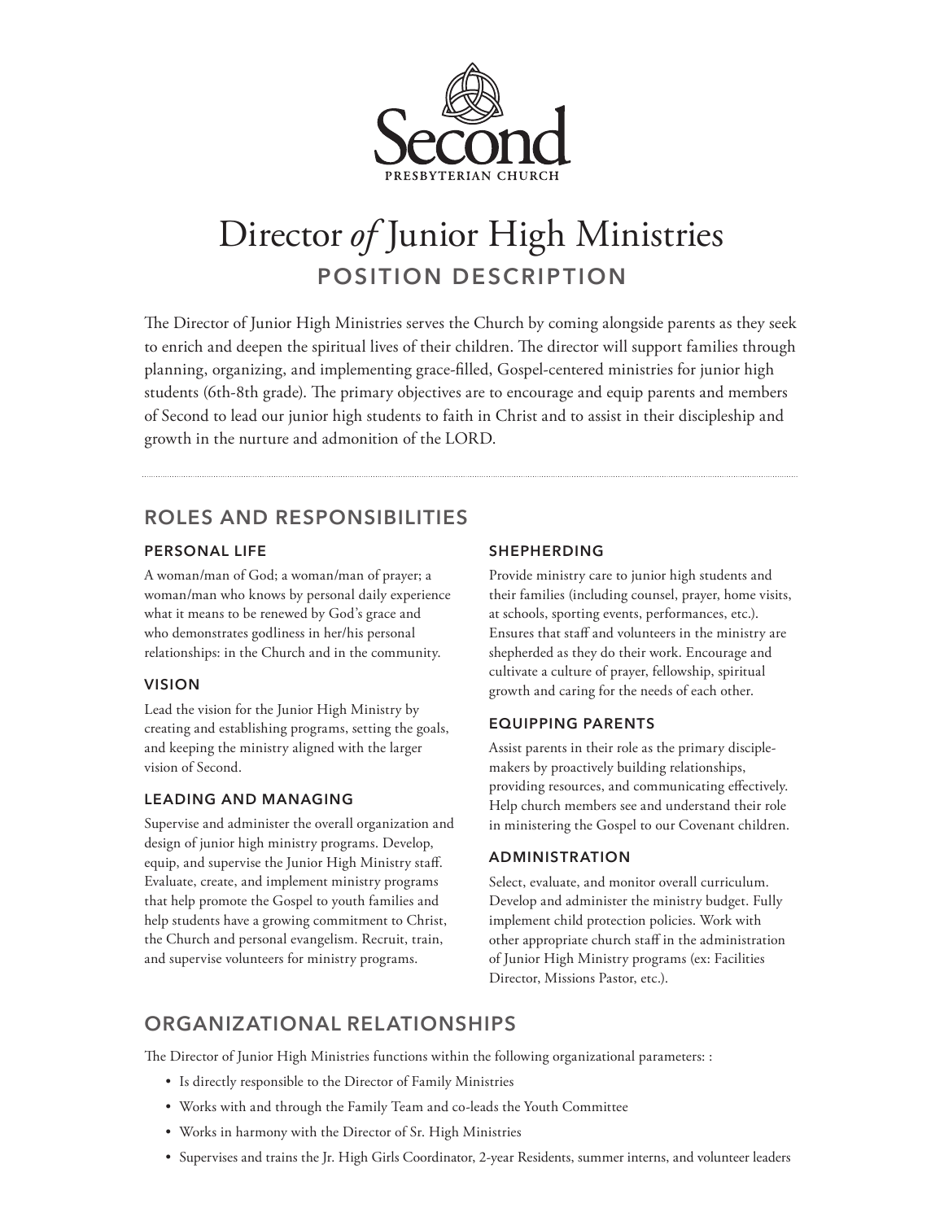Second

PRESBYTERIAN CHURCH

# Director *of* Junior High Ministries

## POSITION DESCRIPTION

The Director of Junior High Ministries serves the Church by coming alongside parents as they seek to enrich and deepen the spiritual lives of their children. The director will support families through planning, organizing, and implementing grace-filled, Gospel-centered ministries for junior high students (6th-8th grade). The primary objectives are to encourage and equip parents and members of Second to lead our junior high students to faith in Christ and to assist in their discipleship and growth in the nurture and admonition of the LORD.

---

## ROLES AND RESPONSIBILITIES

### PERSONAL LIFE

A woman/man of God; a woman/man of prayer; a woman/man who knows by personal daily experience what it means to be renewed by God's grace and who demonstrates godliness in her/his personal relationships: in the Church and in the community.

### VISION

Lead the vision for the Junior High Ministry by creating and establishing programs, setting the goals, and keeping the ministry aligned with the larger vision of Second.

### LEADING AND MANAGING

Supervise and administer the overall organization and design of junior high ministry programs. Develop, equip, and supervise the Junior High Ministry staff. Evaluate, create, and implement ministry programs that help promote the Gospel to youth families and help students have a growing commitment to Christ, the Church and personal evangelism. Recruit, train, and supervise volunteers for ministry programs.

### SHEPHERDING

Provide ministry care to junior high students and their families (including counsel, prayer, home visits, at schools, sporting events, performances, etc.). Ensures that staff and volunteers in the ministry are shepherded as they do their work. Encourage and cultivate a culture of prayer, fellowship, spiritual growth and caring for the needs of each other.

### EQUIPPING PARENTS

Assist parents in their role as the primary disciple-makers by proactively building relationships, providing resources, and communicating effectively. Help church members see and understand their role in ministering the Gospel to our Covenant children.

### ADMINISTRATION

Select, evaluate, and monitor overall curriculum. Develop and administer the ministry budget. Fully implement child protection policies. Work with other appropriate church staff in the administration of Junior High Ministry programs (ex: Facilities Director, Missions Pastor, etc.).

## ORGANIZATIONAL RELATIONSHIPS

The Director of Junior High Ministries functions within the following organizational parameters: :

- Is directly responsible to the Director of Family Ministries
- Works with and through the Family Team and co-leads the Youth Committee
- Works in harmony with the Director of Sr. High Ministries
- Supervises and trains the Jr. High Girls Coordinator, 2-year Residents, summer interns, and volunteer leaders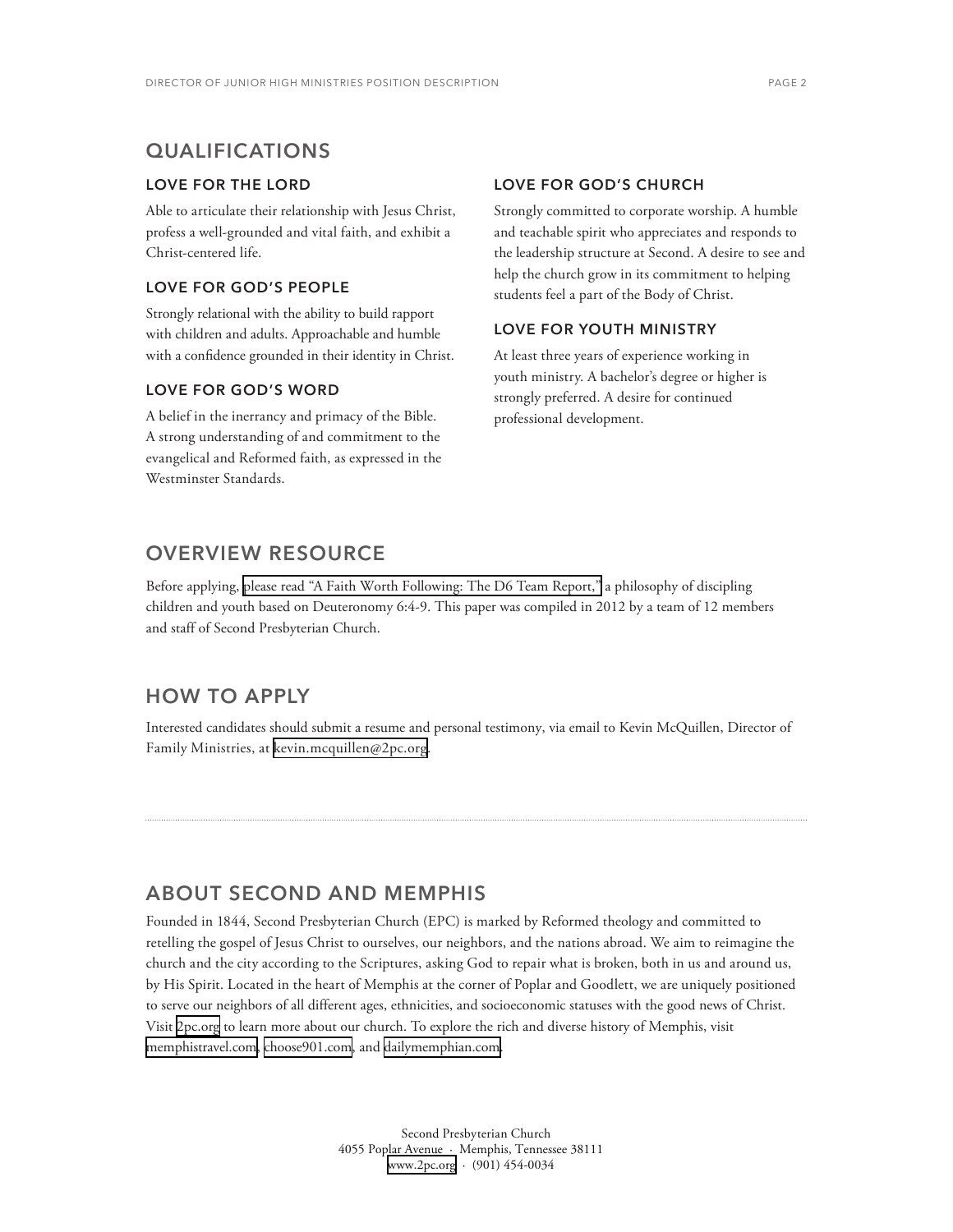## QUALIFICATIONS

### LOVE FOR THE LORD

Able to articulate their relationship with Jesus Christ, profess a well-grounded and vital faith, and exhibit a Christ-centered life.

### LOVE FOR GOD'S PEOPLE

Strongly relational with the ability to build rapport with children and adults. Approachable and humble with a confidence grounded in their identity in Christ.

### LOVE FOR GOD'S WORD

A belief in the inerrancy and primacy of the Bible. A strong understanding of and commitment to the evangelical and Reformed faith, as expressed in the Westminster Standards.

### LOVE FOR GOD'S CHURCH

Strongly committed to corporate worship. A humble and teachable spirit who appreciates and responds to the leadership structure at Second. A desire to see and help the church grow in its commitment to helping students feel a part of the Body of Christ.

### LOVE FOR YOUTH MINISTRY

At least three years of experience working in youth ministry. A bachelor's degree or higher is strongly preferred. A desire for continued professional development.

## OVERVIEW RESOURCE

Before applying, please read "A Faith Worth Following: The D6 Team Report," a philosophy of discipling children and youth based on Deuteronomy 6:4-9. This paper was compiled in 2012 by a team of 12 members and staff of Second Presbyterian Church.

## HOW TO APPLY

Interested candidates should submit a resume and personal testimony, via email to Kevin McQuillen, Director of Family Ministries, at kevin.mcquillen@2pc.org.

---

## ABOUT SECOND AND MEMPHIS

Founded in 1844, Second Presbyterian Church (EPC) is marked by Reformed theology and committed to retelling the gospel of Jesus Christ to ourselves, our neighbors, and the nations abroad. We aim to reimagine the church and the city according to the Scriptures, asking God to repair what is broken, both in us and around us, by His Spirit. Located in the heart of Memphis at the corner of Poplar and Goodlett, we are uniquely positioned to serve our neighbors of all different ages, ethnicities, and socioeconomic statuses with the good news of Christ. Visit 2pc.org to learn more about our church. To explore the rich and diverse history of Memphis, visit memphistravel.com, choose901.com, and dailymemphian.com.

Second Presbyterian Church
4055 Poplar Avenue · Memphis, Tennessee 38111
www.2pc.org · (901) 454-0034